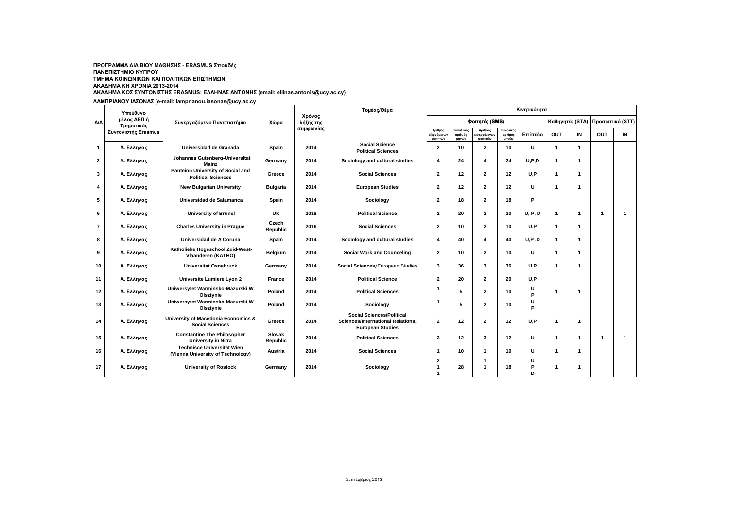**ΠΡΟΓΡΑΜΜΑ ΔΙΑ ΒΙΟΥ ΜΑΘΗΣΗΣ - ERASMUS Σπουδές**
**ΠΑΝΕΠΙΣΤΗΜΙΟ ΚΥΠΡΟΥ**
**ΤΜΗΜΑ ΚΟΙΝΩΝΙΚΩΝ ΚΑΙ ΠΟΛΙΤΙΚΩΝ ΕΠΙΣΤΗΜΩΝ**
**ΑΚΑΔΗΜΑΙΚΗ ΧΡΟΝΙΑ 2013-2014**
**ΑΚΑΔΗΜΑΙΚΟΣ ΣΥΝΤΟΝΙΣΤΗΣ ERASMUS: ΕΛΛΗΝΑΣ ΑΝΤΩΝΗΣ (email: ellinas.antonis@ucy.ac.cy)**
**ΛΑΜΠΡΙΑΝΟΥ ΙΑΣΟΝΑΣ (e-mail: lamprianou.iasonas@ucy.ac.cy**

| Α/Α | Υπεύθυνο μέλος ΔΕΠ ή Τμηματικός Συντονιστής Erasmus | Συνεργαζόμενο Πανεπιστήμιο | Χώρα | Χρόνος λήξης της συμφωνίας | Τομέας/Θέμα | Κινητικότητα | | | | | | | | |
|---|---|---|---|---|---|---|---|---|---|---|---|---|---|---|
| | | | | | | Φοιτητές (SMS) | | | | | Καθηγητές (STA) | | Προσωπικό (STT) | |
| | | | | | | Αριθμός εξερχόμενων φοιτητών | Συνολικός αριθμός μηνών | Αριθμός εισερχόμενων φοιτητών | Συνολικός αριθμός μηνών | Επίπεδο | OUT | IN | OUT | IN |
| 1 | Α. Ελληνας | Universidad de Granada | Spain | 2014 | Social Science Political Sciences | 2 | 10 | 2 | 10 | U | 1 | 1 | | |
| 2 | Α. Ελληνας | Johannes Gutenberg-Universitat Mainz | Germany | 2014 | Sociology and cultural studies | 4 | 24 | 4 | 24 | U,P,D | 1 | 1 | | |
| 3 | Α. Ελληνας | Panteion University of Social and Political Sciences | Greece | 2014 | Social Sciences | 2 | 12 | 2 | 12 | U,P | 1 | 1 | | |
| 4 | Α. Ελληνας | New Bulgarian University | Bulgaria | 2014 | European Studies | 2 | 12 | 2 | 12 | U | 1 | 1 | | |
| 5 | Α. Ελληνας | Universidad de Salamanca | Spain | 2014 | Sociology | 2 | 18 | 2 | 18 | P | | | | |
| 6 | Α. Ελληνας | University of Brunel | UK | 2018 | Political Science | 2 | 20 | 2 | 20 | U, P, D | 1 | 1 | 1 | 1 |
| 7 | Α. Ελληνας | Charles University in Prague | Czech Republic | 2016 | Social Sciences | 2 | 10 | 2 | 10 | U,P | 1 | 1 | | |
| 8 | Α. Ελληνας | Universidad de A Coruna | Spain | 2014 | Sociology and cultural studies | 4 | 40 | 4 | 40 | U,P ,D | 1 | 1 | | |
| 9 | Α. Ελληνας | Katholieke Hogeschool Zuid-West-Vlaanderen (KATHO) | Belgium | 2014 | Social Work and Counceling | 2 | 10 | 2 | 10 | U | 1 | 1 | | |
| 10 | Α. Ελληνας | Universitat Osnabruck | Germany | 2014 | Social Sciences/European Studies | 3 | 36 | 3 | 36 | U,P | 1 | 1 | | |
| 11 | Α. Ελληνας | Universite Lumiere Lyon 2 | France | 2014 | Political Science | 2 | 20 | 2 | 20 | U,P | | | | |
| 12 | Α. Ελληνας | Uniwersytet Warminsko-Mazurski W Olsztynie | Poland | 2014 | Political Sciences | 1 | 5 | 2 | 10 | U P | 1 | 1 | | |
| 13 | Α. Ελληνας | Uniwersytet Warminsko-Mazurski W Olsztynie | Poland | 2014 | Sociology | 1 | 5 | 2 | 10 | U P | | | | |
| 14 | Α. Ελληνας | University of Macedonia Economics & Social Sciences | Greece | 2014 | Social Sciences/Political Sciences/International Relations, European Studies | 2 | 12 | 2 | 12 | U,P | 1 | 1 | | |
| 15 | Α. Ελληνας | Constantine The Philosopher University in Nitra | Slovak Republic | 2014 | Political Sciences | 3 | 12 | 3 | 12 | U | 1 | 1 | 1 | 1 |
| 16 | Α. Ελληνας | Technisce Universitat Wien (Vienna University of Technology) | Austria | 2014 | Social Sciences | 1 | 10 | 1 | 10 | U | 1 | 1 | | |
| 17 | Α. Ελληνας | University of Rostock | Germany | 2014 | Sociology | 2 1 1 | 28 | 1 1 | 18 | U P D | 1 | 1 | | |

Σεπτέμβριος 2013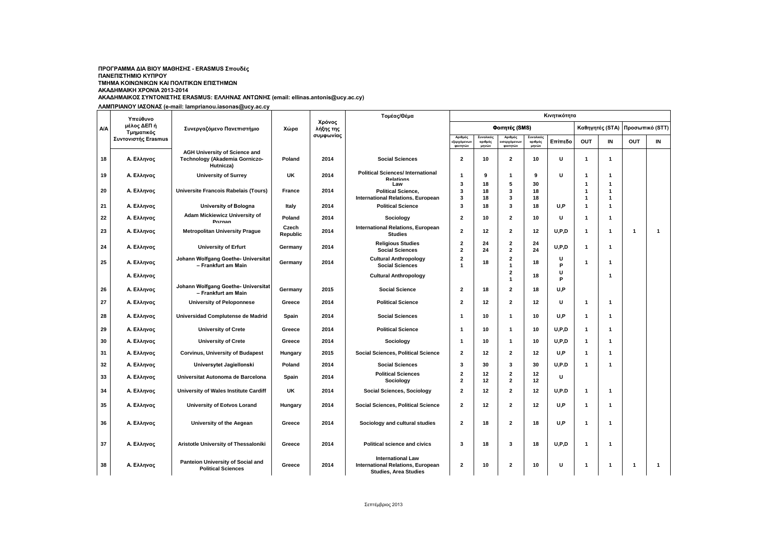**ΠΡΟΓΡΑΜΜΑ ΔΙΑ ΒΙΟΥ ΜΑΘΗΣΗΣ - ERASMUS Σπουδές**
**ΠΑΝΕΠΙΣΤΗΜΙΟ ΚΥΠΡΟΥ**
**ΤΜΗΜΑ ΚΟΙΝΩΝΙΚΩΝ ΚΑΙ ΠΟΛΙΤΙΚΩΝ ΕΠΙΣΤΗΜΩΝ**
**ΑΚΑΔΗΜΑΙΚΗ ΧΡΟΝΙΑ 2013-2014**
**ΑΚΑΔΗΜΑΙΚΟΣ ΣΥΝΤΟΝΙΣΤΗΣ ERASMUS: ΕΛΛΗΝΑΣ ΑΝΤΩΝΗΣ (email: ellinas.antonis@ucy.ac.cy)**

**ΛΑΜΠΡΙΑΝΟΥ ΙΑΣΟΝΑΣ (e-mail: lamprianou.iasonas@ucy.ac.cy)**

| Α/Α | Υπεύθυνο μέλος ΔΕΠ ή Τμηματικός Συντονιστής Erasmus | Συνεργαζόμενο Πανεπιστήμιο | Χώρα | Χρόνος λήξης της συμφωνίας | Τομέας/Θέμα | Κινητικότητα | | | | | | | | |
|---|---|---|---|---|---|---|---|---|---|---|---|---|---|---|
| | | | | | | Φοιτητές (SMS) | | | | | Καθηγητές (STA) | | Προσωπικό (STT) | |
| | | | | | | Αριθμός εξερχόμενων φοιτητών | Συνολικός αριθμός μηνών | Αριθμός εισερχόμενων φοιτητών | Συνολικός αριθμός μηνών | Επίπεδο | OUT | IN | OUT | IN |
| 18 | Α. Ελληνας | AGH University of Science and Technology (Akademia Gorniczo-Hutnicza) | Poland | 2014 | Social Sciences | 2 | 10 | 2 | 10 | U | 1 | 1 | | |
| 19 | Α. Ελληνας | University of Surrey | UK | 2014 | Political Sciences/ International Relations | 1 | 9 | 1 | 9 | U | 1 | 1 | | |
| 20 | Α. Ελληνας | Universite Francois Rabelais (Tours) | France | 2014 | Law<br>Political Science,<br>International Relations, European | 3<br>3<br>3 | 18<br>18<br>18 | 5<br>3<br>3 | 30<br>18<br>18 | | 1<br>1<br>1 | 1<br>1<br>1 | | |
| 21 | Α. Ελληνας | University of Bologna | Italy | 2014 | Political Science | 3 | 18 | 3 | 18 | U,P | 1 | 1 | | |
| 22 | Α. Ελληνας | Adam Mickiewicz University of Poznan | Poland | 2014 | Sociology | 2 | 10 | 2 | 10 | U | 1 | 1 | | |
| 23 | Α. Ελληνας | Metropolitan University Prague | Czech Republic | 2014 | International Relations, European Studies | 2 | 12 | 2 | 12 | U,P,D | 1 | 1 | 1 | 1 |
| 24 | Α. Ελληνας | University of Erfurt | Germany | 2014 | Religious Studies<br>Social Sciences | 2<br>2 | 24<br>24 | 2<br>2 | 24<br>24 | U,P,D | 1 | 1 | | |
| 25 | Α. Ελληνας | Johann Wolfgang Goethe- Universitat – Frankfurt am Main | Germany | 2014 | Cultural Anthropology<br>Social Sciences | 2<br>1 | 18 | 2<br>1 | 18 | U<br>P | 1 | 1 | | |
| | Α. Ελληνας | | | | Cultural Anthropology | | | 2<br>1 | 18 | U<br>P | | 1 | | |
| 26 | Α. Ελληνας | Johann Wolfgang Goethe- Universitat – Frankfurt am Main | Germany | 2015 | Social Science | 2 | 18 | 2 | 18 | U,P | | | | |
| 27 | Α. Ελληνας | University of Peloponnese | Greece | 2014 | Political Science | 2 | 12 | 2 | 12 | U | 1 | 1 | | |
| 28 | Α. Ελληνας | Universidad Complutense de Madrid | Spain | 2014 | Social Sciences | 1 | 10 | 1 | 10 | U,P | 1 | 1 | | |
| 29 | Α. Ελληνας | University of Crete | Greece | 2014 | Political Science | 1 | 10 | 1 | 10 | U,P,D | 1 | 1 | | |
| 30 | Α. Ελληνας | University of Crete | Greece | 2014 | Sociology | 1 | 10 | 1 | 10 | U,P,D | 1 | 1 | | |
| 31 | Α. Ελληνας | Corvinus, University of Budapest | Hungary | 2015 | Social Sciences, Political Science | 2 | 12 | 2 | 12 | U,P | 1 | 1 | | |
| 32 | Α. Ελληνας | Universytet Jagiellonski | Poland | 2014 | Social Sciences | 3 | 30 | 3 | 30 | U,P.D | 1 | 1 | | |
| 33 | Α. Ελληνας | Universitat Autonoma de Barcelona | Spain | 2014 | Political Sciences<br>Sociology | 2<br>2 | 12<br>12 | 2<br>2 | 12<br>12 | U | | | | |
| 34 | Α. Ελληνας | University of Wales Institute Cardiff | UK | 2014 | Social Sciences, Sociology | 2 | 12 | 2 | 12 | U,P.D | 1 | 1 | | |
| 35 | Α. Ελληνας | University of Eotvos Lorand | Hungary | 2014 | Social Sciences, Political Science | 2 | 12 | 2 | 12 | U,P | 1 | 1 | | |
| 36 | Α. Ελληνας | University of the Aegean | Greece | 2014 | Sociology and cultural studies | 2 | 18 | 2 | 18 | U,P | 1 | 1 | | |
| 37 | Α. Ελληνας | Aristotle University of Thessaloniki | Greece | 2014 | Political science and civics | 3 | 18 | 3 | 18 | U,P,D | 1 | 1 | | |
| 38 | Α. Ελληνας | Panteion University of Social and Political Sciences | Greece | 2014 | International Law<br>International Relations, European Studies, Area Studies | 2 | 10 | 2 | 10 | U | 1 | 1 | 1 | 1 |

Σεπτέμβριος 2013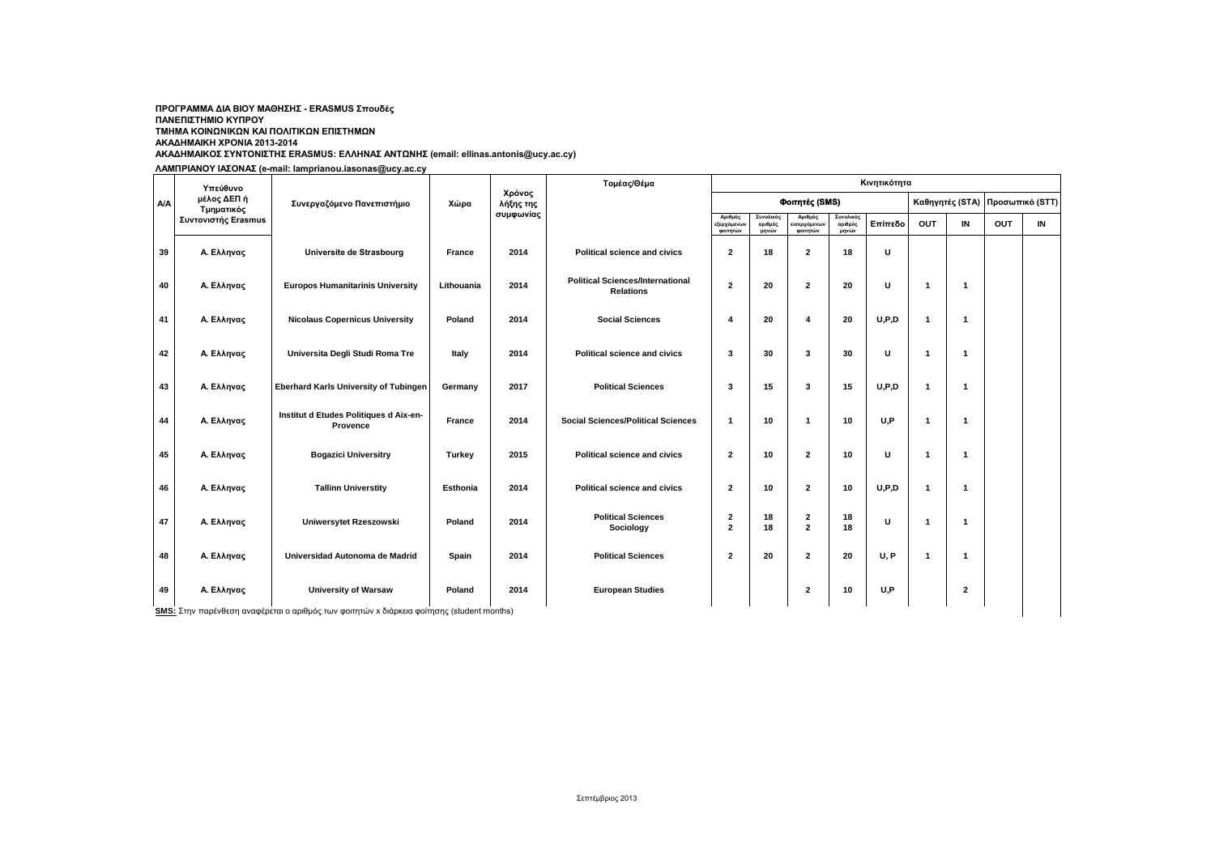**ΠΡΟΓΡΑΜΜΑ ΔΙΑ ΒΙΟΥ ΜΑΘΗΣΗΣ - ERASMUS Σπουδές**
**ΠΑΝΕΠΙΣΤΗΜΙΟ ΚΥΠΡΟΥ**
**ΤΜΗΜΑ ΚΟΙΝΩΝΙΚΩΝ ΚΑΙ ΠΟΛΙΤΙΚΩΝ ΕΠΙΣΤΗΜΩΝ**
**ΑΚΑΔΗΜΑΙΚΗ ΧΡΟΝΙΑ 2013-2014**
**ΑΚΑΔΗΜΑΙΚΟΣ ΣΥΝΤΟΝΙΣΤΗΣ ERASMUS: ΕΛΛΗΝΑΣ ΑΝΤΩΝΗΣ (email: ellinas.antonis@ucy.ac.cy)**
**ΛΑΜΠΡΙΑΝΟΥ ΙΑΣΟΝΑΣ (e-mail: lamprianou.iasonas@ucy.ac.cy**

| Α/Α | Υπεύθυνο μέλος ΔΕΠ ή Τμηματικός Συντονιστής Erasmus | Συνεργαζόμενο Πανεπιστήμιο | Χώρα | Χρόνος λήξης της συμφωνίας | Τομέας/Θέμα | Κινητικότητα | | | | | | | | |
|---|---|---|---|---|---|---|---|---|---|---|---|---|---|---|
| | | | | | | Φοιτητές (SMS) | | | | | Καθηγητές (STA) | | Προσωπικό (STT) | |
| | | | | | | Αριθμός εξερχόμενων φοιτητών | Συνολικός αριθμός μηνών | Αριθμός εισερχόμενων φοιτητών | Συνολικός αριθμός μηνών | Επίπεδο | OUT | IN | OUT | IN |
| 39 | Α. Ελληνας | Universite de Strasbourg | France | 2014 | Political science and civics | 2 | 18 | 2 | 18 | U | | | | |
| 40 | Α. Ελληνας | Europos Humanitarinis University | Lithouania | 2014 | Political Sciences/International Relations | 2 | 20 | 2 | 20 | U | 1 | 1 | | |
| 41 | Α. Ελληνας | Nicolaus Copernicus University | Poland | 2014 | Social Sciences | 4 | 20 | 4 | 20 | U,P,D | 1 | 1 | | |
| 42 | Α. Ελληνας | Universita Degli Studi Roma Tre | Italy | 2014 | Political science and civics | 3 | 30 | 3 | 30 | U | 1 | 1 | | |
| 43 | Α. Ελληνας | Eberhard Karls University of Tubingen | Germany | 2017 | Political Sciences | 3 | 15 | 3 | 15 | U,P,D | 1 | 1 | | |
| 44 | Α. Ελληνας | Institut d Etudes Politiques d Aix-en-Provence | France | 2014 | Social Sciences/Political Sciences | 1 | 10 | 1 | 10 | U,P | 1 | 1 | | |
| 45 | Α. Ελληνας | Bogazici Universitry | Turkey | 2015 | Political science and civics | 2 | 10 | 2 | 10 | U | 1 | 1 | | |
| 46 | Α. Ελληνας | Tallinn Universtity | Esthonia | 2014 | Political science and civics | 2 | 10 | 2 | 10 | U,P,D | 1 | 1 | | |
| 47 | Α. Ελληνας | Uniwersytet Rzeszowski | Poland | 2014 | Political Sciences<br>Sociology | 2<br>2 | 18<br>18 | 2<br>2 | 18<br>18 | U | 1 | 1 | | |
| 48 | Α. Ελληνας | Universidad Autonoma de Madrid | Spain | 2014 | Political Sciences | 2 | 20 | 2 | 20 | U, P | 1 | 1 | | |
| 49 | Α. Ελληνας | University of Warsaw | Poland | 2014 | European Studies | | | 2 | 10 | U,P | | 2 | | |

**SMS:** Στην παρένθεση αναφέρεται ο αριθμός των φοιτητών x διάρκεια φοίτησης (student months)

Σεπτέμβριος 2013